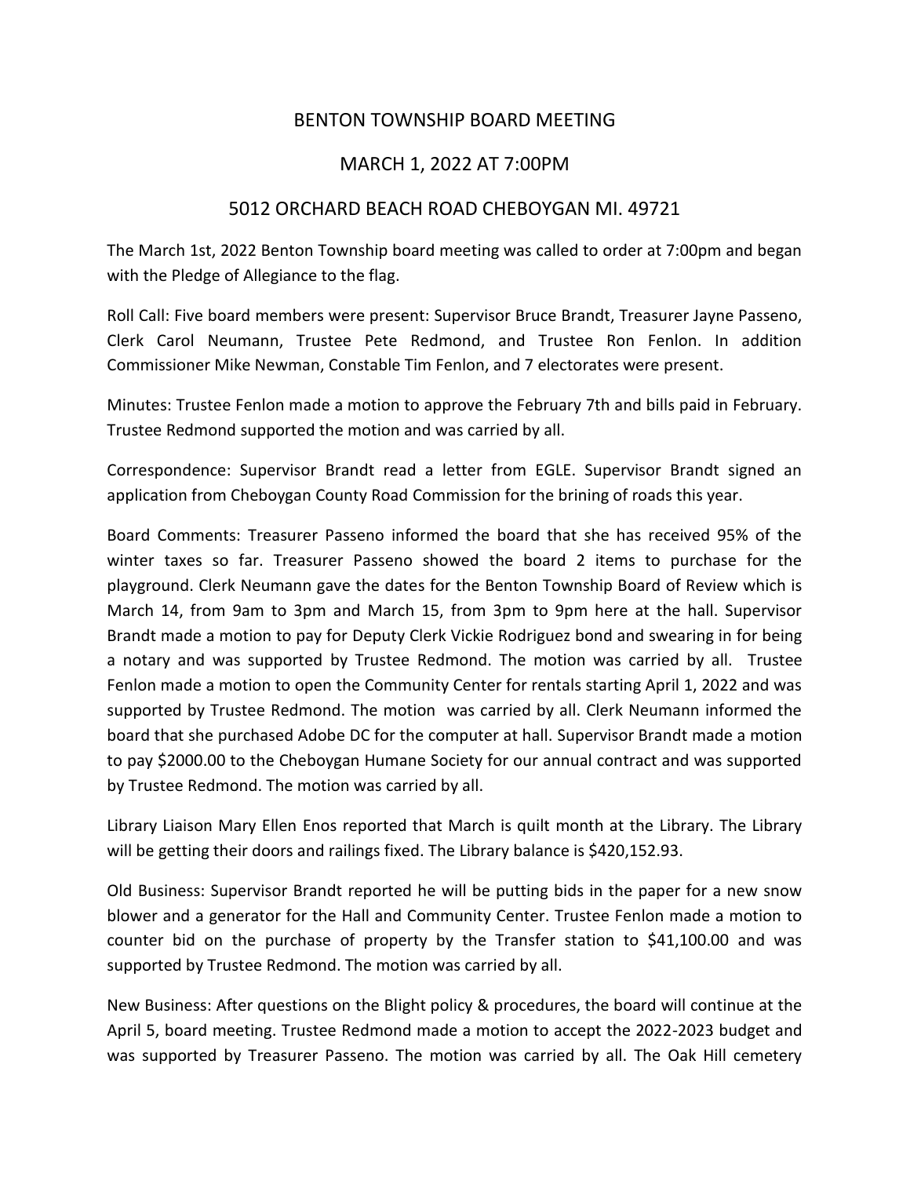# BENTON TOWNSHIP BOARD MEETING

## MARCH 1, 2022 AT 7:00PM

## 5012 ORCHARD BEACH ROAD CHEBOYGAN MI. 49721

The March 1st, 2022 Benton Township board meeting was called to order at 7:00pm and began with the Pledge of Allegiance to the flag.

Roll Call: Five board members were present: Supervisor Bruce Brandt, Treasurer Jayne Passeno, Clerk Carol Neumann, Trustee Pete Redmond, and Trustee Ron Fenlon. In addition Commissioner Mike Newman, Constable Tim Fenlon, and 7 electorates were present.

Minutes: Trustee Fenlon made a motion to approve the February 7th and bills paid in February. Trustee Redmond supported the motion and was carried by all.

Correspondence: Supervisor Brandt read a letter from EGLE. Supervisor Brandt signed an application from Cheboygan County Road Commission for the brining of roads this year.

Board Comments: Treasurer Passeno informed the board that she has received 95% of the winter taxes so far. Treasurer Passeno showed the board 2 items to purchase for the playground. Clerk Neumann gave the dates for the Benton Township Board of Review which is March 14, from 9am to 3pm and March 15, from 3pm to 9pm here at the hall. Supervisor Brandt made a motion to pay for Deputy Clerk Vickie Rodriguez bond and swearing in for being a notary and was supported by Trustee Redmond. The motion was carried by all. Trustee Fenlon made a motion to open the Community Center for rentals starting April 1, 2022 and was supported by Trustee Redmond. The motion was carried by all. Clerk Neumann informed the board that she purchased Adobe DC for the computer at hall. Supervisor Brandt made a motion to pay $2000.00 to the Cheboygan Humane Society for our annual contract and was supported by Trustee Redmond. The motion was carried by all.

Library Liaison Mary Ellen Enos reported that March is quilt month at the Library. The Library will be getting their doors and railings fixed. The Library balance is $420,152.93.

Old Business: Supervisor Brandt reported he will be putting bids in the paper for a new snow blower and a generator for the Hall and Community Center. Trustee Fenlon made a motion to counter bid on the purchase of property by the Transfer station to $41,100.00 and was supported by Trustee Redmond. The motion was carried by all.

New Business: After questions on the Blight policy & procedures, the board will continue at the April 5, board meeting. Trustee Redmond made a motion to accept the 2022-2023 budget and was supported by Treasurer Passeno. The motion was carried by all. The Oak Hill cemetery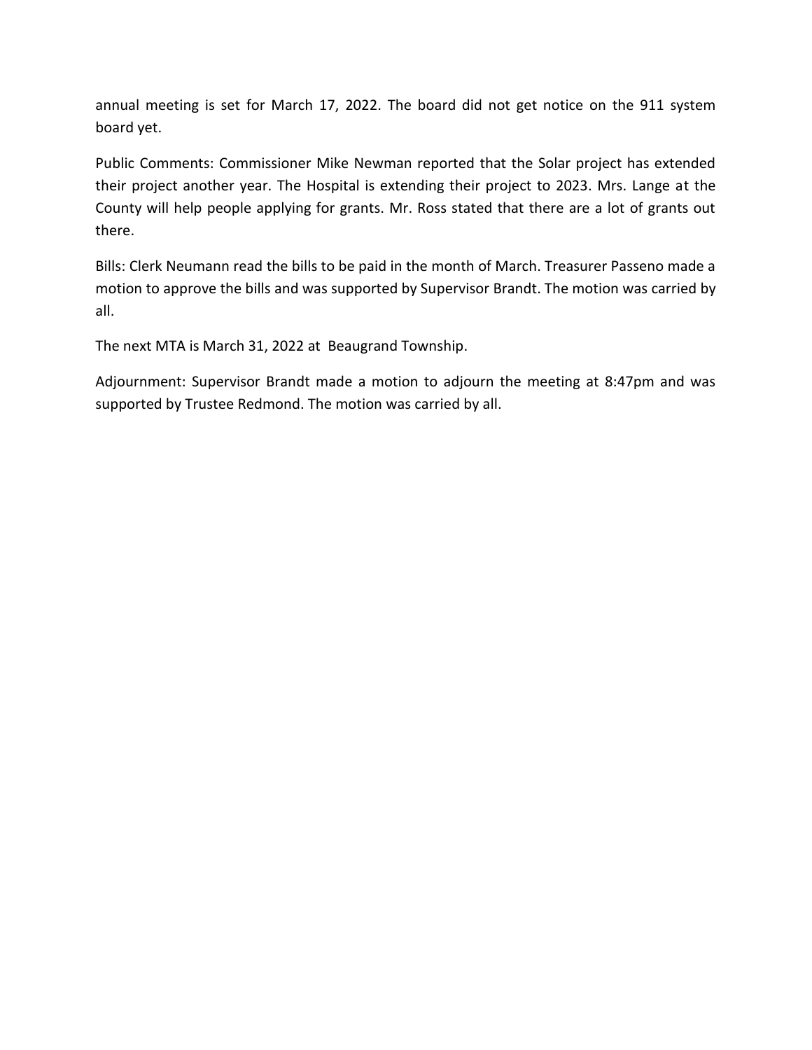annual meeting is set for March 17, 2022. The board did not get notice on the 911 system board yet.

Public Comments: Commissioner Mike Newman reported that the Solar project has extended their project another year. The Hospital is extending their project to 2023. Mrs. Lange at the County will help people applying for grants. Mr. Ross stated that there are a lot of grants out there.

Bills: Clerk Neumann read the bills to be paid in the month of March. Treasurer Passeno made a motion to approve the bills and was supported by Supervisor Brandt. The motion was carried by all.

The next MTA is March 31, 2022 at Beaugrand Township.

Adjournment: Supervisor Brandt made a motion to adjourn the meeting at 8:47pm and was supported by Trustee Redmond. The motion was carried by all.